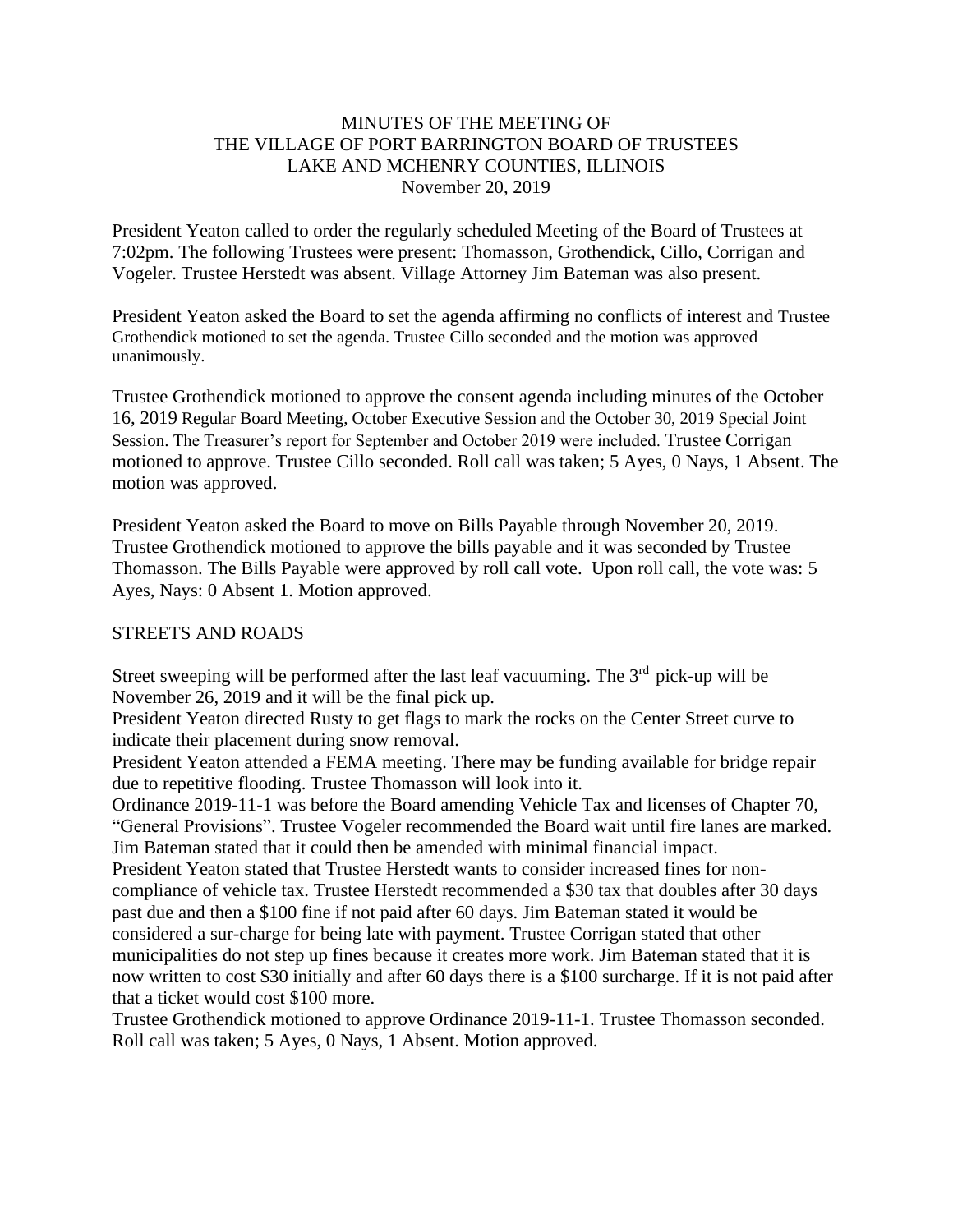MINUTES OF THE MEETING OF
THE VILLAGE OF PORT BARRINGTON BOARD OF TRUSTEES
LAKE AND MCHENRY COUNTIES, ILLINOIS
November 20, 2019

President Yeaton called to order the regularly scheduled Meeting of the Board of Trustees at 7:02pm. The following Trustees were present: Thomasson, Grothendick, Cillo, Corrigan and Vogeler. Trustee Herstedt was absent. Village Attorney Jim Bateman was also present.

President Yeaton asked the Board to set the agenda affirming no conflicts of interest and Trustee Grothendick motioned to set the agenda. Trustee Cillo seconded and the motion was approved unanimously.

Trustee Grothendick motioned to approve the consent agenda including minutes of the October 16, 2019 Regular Board Meeting, October Executive Session and the October 30, 2019 Special Joint Session. The Treasurer's report for September and October 2019 were included. Trustee Corrigan motioned to approve. Trustee Cillo seconded. Roll call was taken; 5 Ayes, 0 Nays, 1 Absent. The motion was approved.

President Yeaton asked the Board to move on Bills Payable through November 20, 2019. Trustee Grothendick motioned to approve the bills payable and it was seconded by Trustee Thomasson. The Bills Payable were approved by roll call vote. Upon roll call, the vote was: 5 Ayes, Nays: 0 Absent 1. Motion approved.

STREETS AND ROADS

Street sweeping will be performed after the last leaf vacuuming. The 3rd pick-up will be November 26, 2019 and it will be the final pick up.

President Yeaton directed Rusty to get flags to mark the rocks on the Center Street curve to indicate their placement during snow removal.

President Yeaton attended a FEMA meeting. There may be funding available for bridge repair due to repetitive flooding. Trustee Thomasson will look into it.

Ordinance 2019-11-1 was before the Board amending Vehicle Tax and licenses of Chapter 70, "General Provisions". Trustee Vogeler recommended the Board wait until fire lanes are marked. Jim Bateman stated that it could then be amended with minimal financial impact.

President Yeaton stated that Trustee Herstedt wants to consider increased fines for non-compliance of vehicle tax. Trustee Herstedt recommended a $30 tax that doubles after 30 days past due and then a $100 fine if not paid after 60 days. Jim Bateman stated it would be considered a sur-charge for being late with payment. Trustee Corrigan stated that other municipalities do not step up fines because it creates more work. Jim Bateman stated that it is now written to cost $30 initially and after 60 days there is a $100 surcharge. If it is not paid after that a ticket would cost $100 more.

Trustee Grothendick motioned to approve Ordinance 2019-11-1. Trustee Thomasson seconded. Roll call was taken; 5 Ayes, 0 Nays, 1 Absent. Motion approved.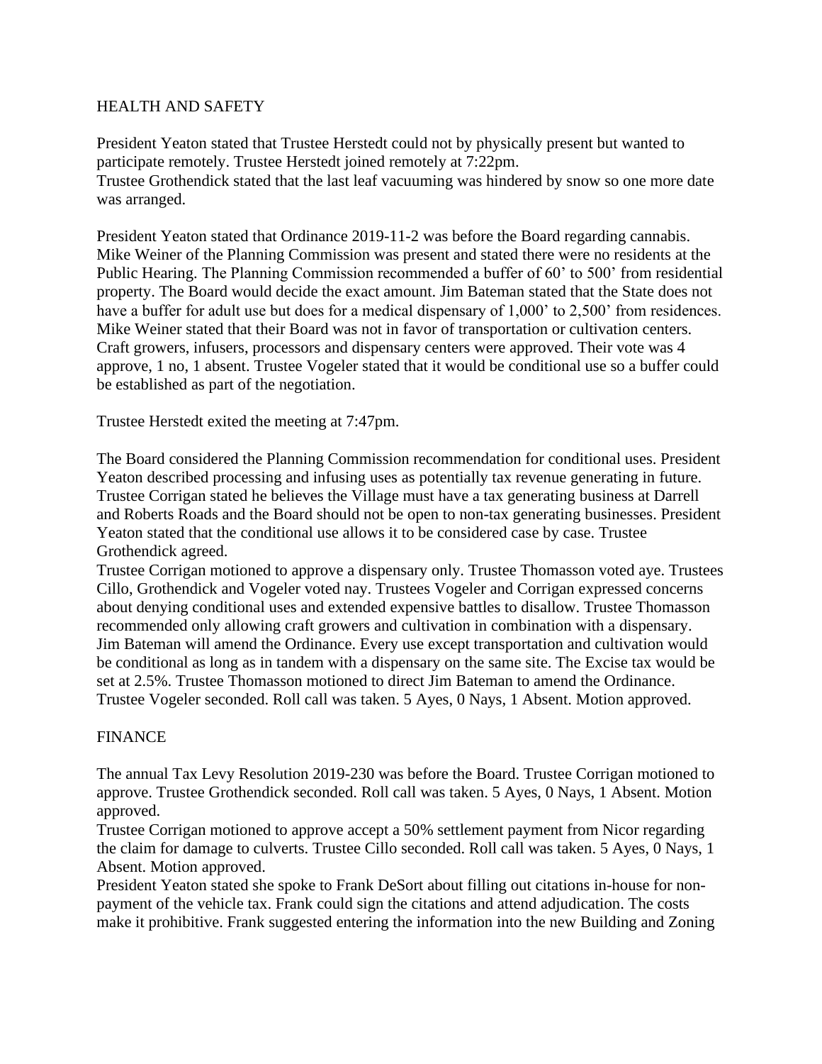## HEALTH AND SAFETY

President Yeaton stated that Trustee Herstedt could not by physically present but wanted to participate remotely. Trustee Herstedt joined remotely at 7:22pm.
Trustee Grothendick stated that the last leaf vacuuming was hindered by snow so one more date was arranged.

President Yeaton stated that Ordinance 2019-11-2 was before the Board regarding cannabis. Mike Weiner of the Planning Commission was present and stated there were no residents at the Public Hearing. The Planning Commission recommended a buffer of 60' to 500' from residential property. The Board would decide the exact amount. Jim Bateman stated that the State does not have a buffer for adult use but does for a medical dispensary of 1,000' to 2,500' from residences. Mike Weiner stated that their Board was not in favor of transportation or cultivation centers. Craft growers, infusers, processors and dispensary centers were approved. Their vote was 4 approve, 1 no, 1 absent. Trustee Vogeler stated that it would be conditional use so a buffer could be established as part of the negotiation.

Trustee Herstedt exited the meeting at 7:47pm.

The Board considered the Planning Commission recommendation for conditional uses. President Yeaton described processing and infusing uses as potentially tax revenue generating in future. Trustee Corrigan stated he believes the Village must have a tax generating business at Darrell and Roberts Roads and the Board should not be open to non-tax generating businesses. President Yeaton stated that the conditional use allows it to be considered case by case. Trustee Grothendick agreed.
Trustee Corrigan motioned to approve a dispensary only. Trustee Thomasson voted aye. Trustees Cillo, Grothendick and Vogeler voted nay. Trustees Vogeler and Corrigan expressed concerns about denying conditional uses and extended expensive battles to disallow. Trustee Thomasson recommended only allowing craft growers and cultivation in combination with a dispensary. Jim Bateman will amend the Ordinance. Every use except transportation and cultivation would be conditional as long as in tandem with a dispensary on the same site. The Excise tax would be set at 2.5%. Trustee Thomasson motioned to direct Jim Bateman to amend the Ordinance. Trustee Vogeler seconded. Roll call was taken. 5 Ayes, 0 Nays, 1 Absent. Motion approved.

## FINANCE

The annual Tax Levy Resolution 2019-230 was before the Board. Trustee Corrigan motioned to approve. Trustee Grothendick seconded. Roll call was taken. 5 Ayes, 0 Nays, 1 Absent. Motion approved.
Trustee Corrigan motioned to approve accept a 50% settlement payment from Nicor regarding the claim for damage to culverts. Trustee Cillo seconded. Roll call was taken. 5 Ayes, 0 Nays, 1 Absent. Motion approved.
President Yeaton stated she spoke to Frank DeSort about filling out citations in-house for non-payment of the vehicle tax. Frank could sign the citations and attend adjudication. The costs make it prohibitive. Frank suggested entering the information into the new Building and Zoning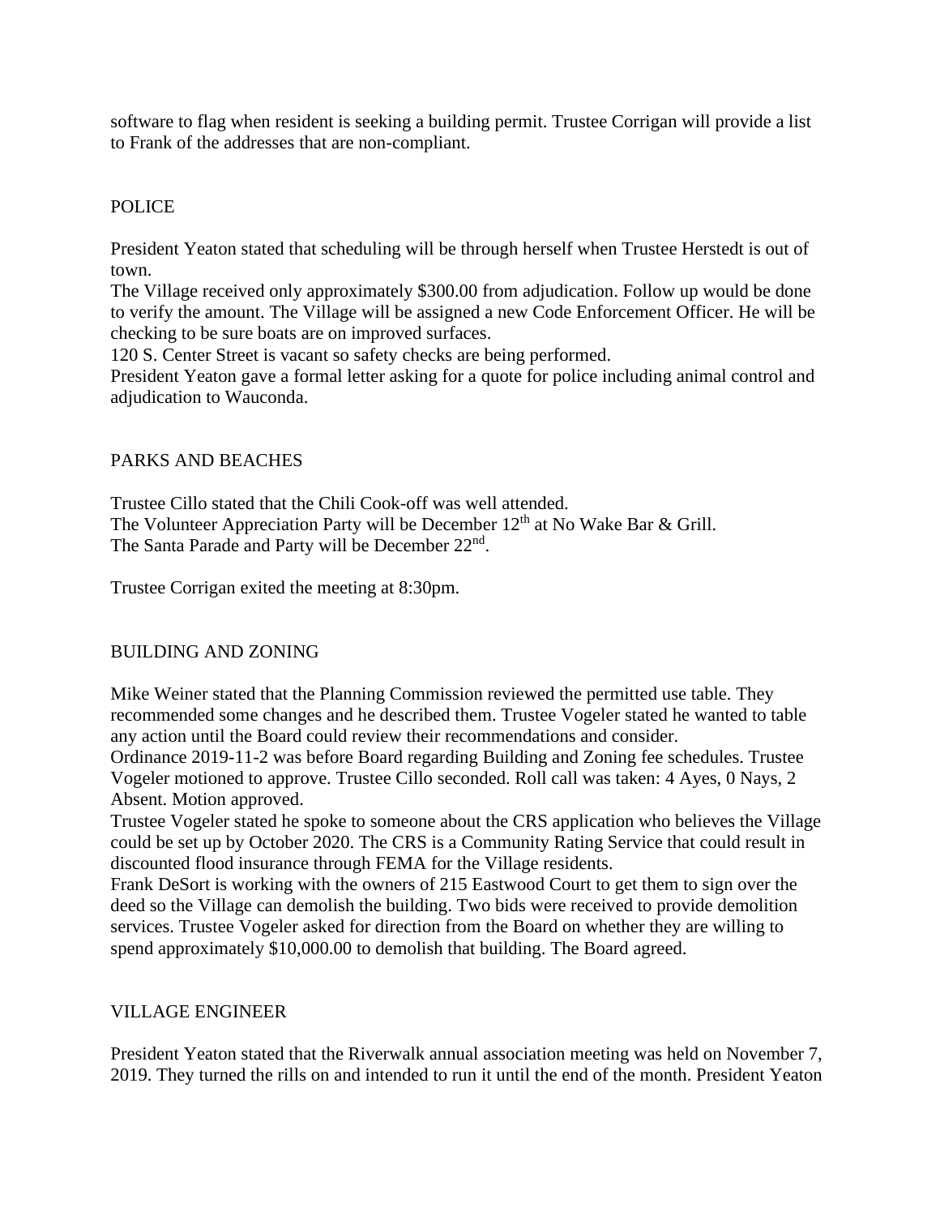software to flag when resident is seeking a building permit. Trustee Corrigan will provide a list to Frank of the addresses that are non-compliant.

## POLICE

President Yeaton stated that scheduling will be through herself when Trustee Herstedt is out of town.

The Village received only approximately $300.00 from adjudication. Follow up would be done to verify the amount. The Village will be assigned a new Code Enforcement Officer. He will be checking to be sure boats are on improved surfaces.

120 S. Center Street is vacant so safety checks are being performed.

President Yeaton gave a formal letter asking for a quote for police including animal control and adjudication to Wauconda.

## PARKS AND BEACHES

Trustee Cillo stated that the Chili Cook-off was well attended.

The Volunteer Appreciation Party will be December 12th at No Wake Bar & Grill.

The Santa Parade and Party will be December 22nd.

Trustee Corrigan exited the meeting at 8:30pm.

## BUILDING AND ZONING

Mike Weiner stated that the Planning Commission reviewed the permitted use table. They recommended some changes and he described them. Trustee Vogeler stated he wanted to table any action until the Board could review their recommendations and consider.

Ordinance 2019-11-2 was before Board regarding Building and Zoning fee schedules. Trustee Vogeler motioned to approve. Trustee Cillo seconded. Roll call was taken: 4 Ayes, 0 Nays, 2 Absent. Motion approved.

Trustee Vogeler stated he spoke to someone about the CRS application who believes the Village could be set up by October 2020. The CRS is a Community Rating Service that could result in discounted flood insurance through FEMA for the Village residents.

Frank DeSort is working with the owners of 215 Eastwood Court to get them to sign over the deed so the Village can demolish the building. Two bids were received to provide demolition services. Trustee Vogeler asked for direction from the Board on whether they are willing to spend approximately $10,000.00 to demolish that building. The Board agreed.

## VILLAGE ENGINEER

President Yeaton stated that the Riverwalk annual association meeting was held on November 7, 2019. They turned the rills on and intended to run it until the end of the month. President Yeaton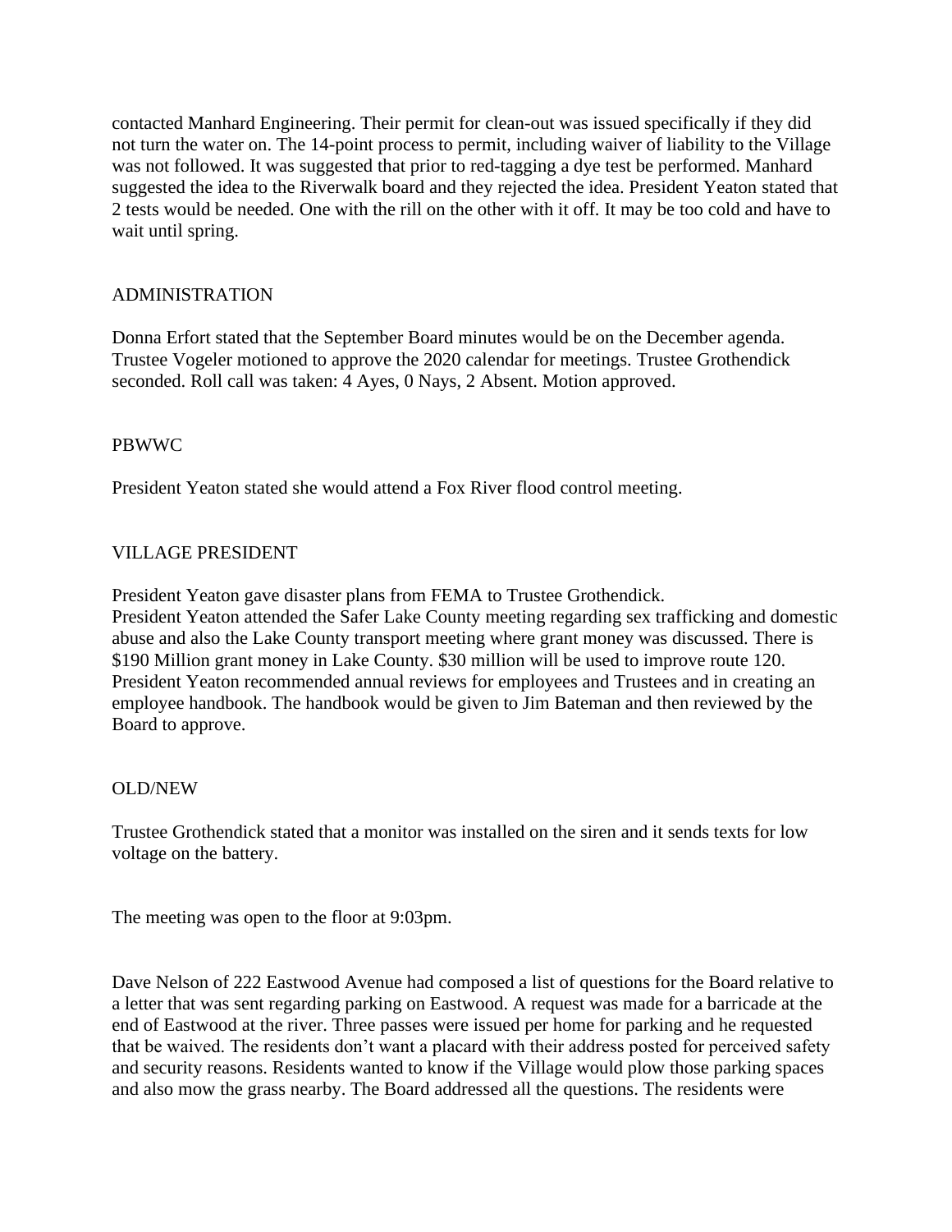contacted Manhard Engineering. Their permit for clean-out was issued specifically if they did not turn the water on. The 14-point process to permit, including waiver of liability to the Village was not followed. It was suggested that prior to red-tagging a dye test be performed. Manhard suggested the idea to the Riverwalk board and they rejected the idea. President Yeaton stated that 2 tests would be needed. One with the rill on the other with it off. It may be too cold and have to wait until spring.

## ADMINISTRATION

Donna Erfort stated that the September Board minutes would be on the December agenda. Trustee Vogeler motioned to approve the 2020 calendar for meetings. Trustee Grothendick seconded. Roll call was taken: 4 Ayes, 0 Nays, 2 Absent. Motion approved.

## PBWWC

President Yeaton stated she would attend a Fox River flood control meeting.

## VILLAGE PRESIDENT

President Yeaton gave disaster plans from FEMA to Trustee Grothendick.
President Yeaton attended the Safer Lake County meeting regarding sex trafficking and domestic abuse and also the Lake County transport meeting where grant money was discussed. There is $190 Million grant money in Lake County. $30 million will be used to improve route 120.
President Yeaton recommended annual reviews for employees and Trustees and in creating an employee handbook. The handbook would be given to Jim Bateman and then reviewed by the Board to approve.

## OLD/NEW

Trustee Grothendick stated that a monitor was installed on the siren and it sends texts for low voltage on the battery.

The meeting was open to the floor at 9:03pm.

Dave Nelson of 222 Eastwood Avenue had composed a list of questions for the Board relative to a letter that was sent regarding parking on Eastwood. A request was made for a barricade at the end of Eastwood at the river. Three passes were issued per home for parking and he requested that be waived. The residents don't want a placard with their address posted for perceived safety and security reasons. Residents wanted to know if the Village would plow those parking spaces and also mow the grass nearby. The Board addressed all the questions. The residents were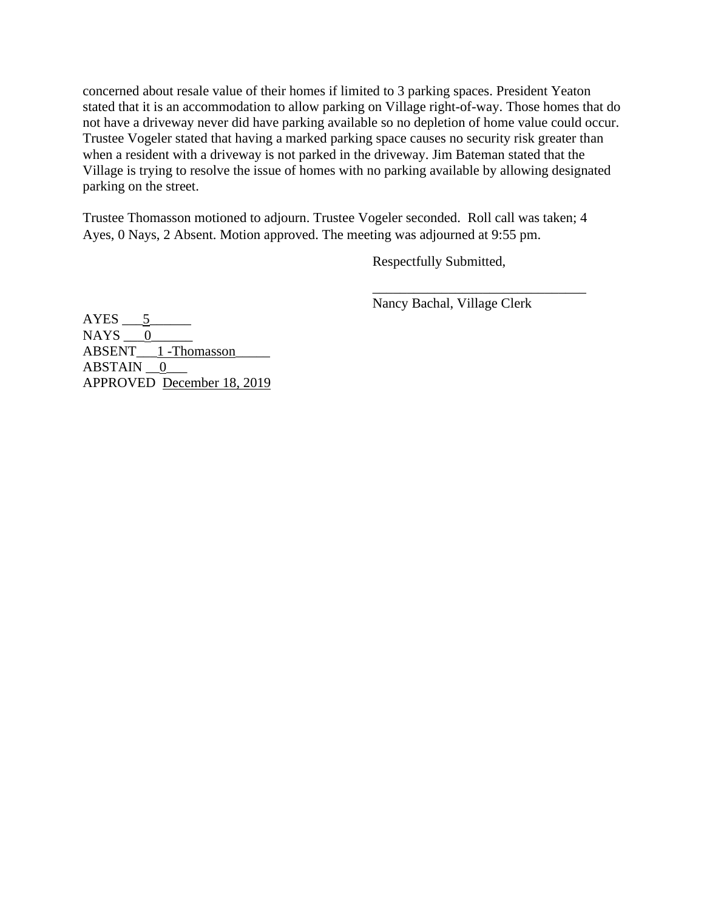concerned about resale value of their homes if limited to 3 parking spaces. President Yeaton stated that it is an accommodation to allow parking on Village right-of-way. Those homes that do not have a driveway never did have parking available so no depletion of home value could occur. Trustee Vogeler stated that having a marked parking space causes no security risk greater than when a resident with a driveway is not parked in the driveway. Jim Bateman stated that the Village is trying to resolve the issue of homes with no parking available by allowing designated parking on the street.

Trustee Thomasson motioned to adjourn. Trustee Vogeler seconded. Roll call was taken; 4 Ayes, 0 Nays, 2 Absent. Motion approved. The meeting was adjourned at 9:55 pm.

Respectfully Submitted,

_______________________________

Nancy Bachal, Village Clerk

AYES ___5______
NAYS ___0______
ABSENT___1 -Thomasson_____
ABSTAIN __0___
APPROVED December 18, 2019